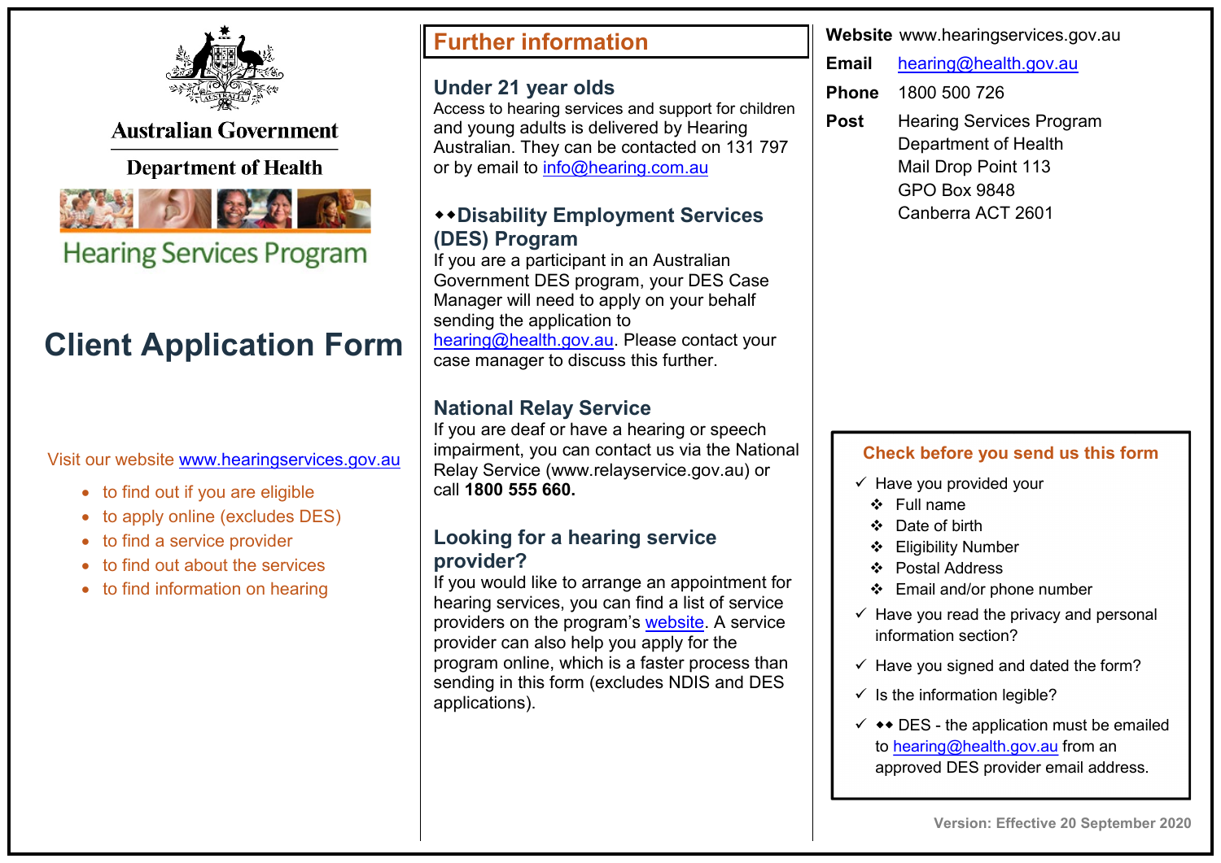Australian Government

Department of Health

Hearing Services Program

# Client Application Form

Visit our website www.hearingservices.gov.au

- to find out if you are eligible
- to apply online (excludes DES)
- to find a service provider
- to find out about the services
- to find information on hearing

## Further information

### Under 21 year olds

Access to hearing services and support for children and young adults is delivered by Hearing Australian. They can be contacted on 131 797 or by email to info@hearing.com.au

### ◆◆Disability Employment Services (DES) Program

If you are a participant in an Australian Government DES program, your DES Case Manager will need to apply on your behalf sending the application to hearing@health.gov.au. Please contact your case manager to discuss this further.

### National Relay Service

If you are deaf or have a hearing or speech impairment, you can contact us via the National Relay Service (www.relayservice.gov.au) or call **1800 555 660.**

### Looking for a hearing service provider?

If you would like to arrange an appointment for hearing services, you can find a list of service providers on the program's website. A service provider can also help you apply for the program online, which is a faster process than sending in this form (excludes NDIS and DES applications).

**Website** www.hearingservices.gov.au

**Email** hearing@health.gov.au

**Phone** 1800 500 726

**Post** Hearing Services Program
Department of Health
Mail Drop Point 113
GPO Box 9848
Canberra ACT 2601

### Check before you send us this form

- ✓ Have you provided your
  - ❖ Full name
  - ❖ Date of birth
  - ❖ Eligibility Number
  - ❖ Postal Address
  - ❖ Email and/or phone number
- ✓ Have you read the privacy and personal information section?
- ✓ Have you signed and dated the form?
- ✓ Is the information legible?
- ✓ ◆◆ DES - the application must be emailed to hearing@health.gov.au from an approved DES provider email address.

Version: Effective 20 September 2020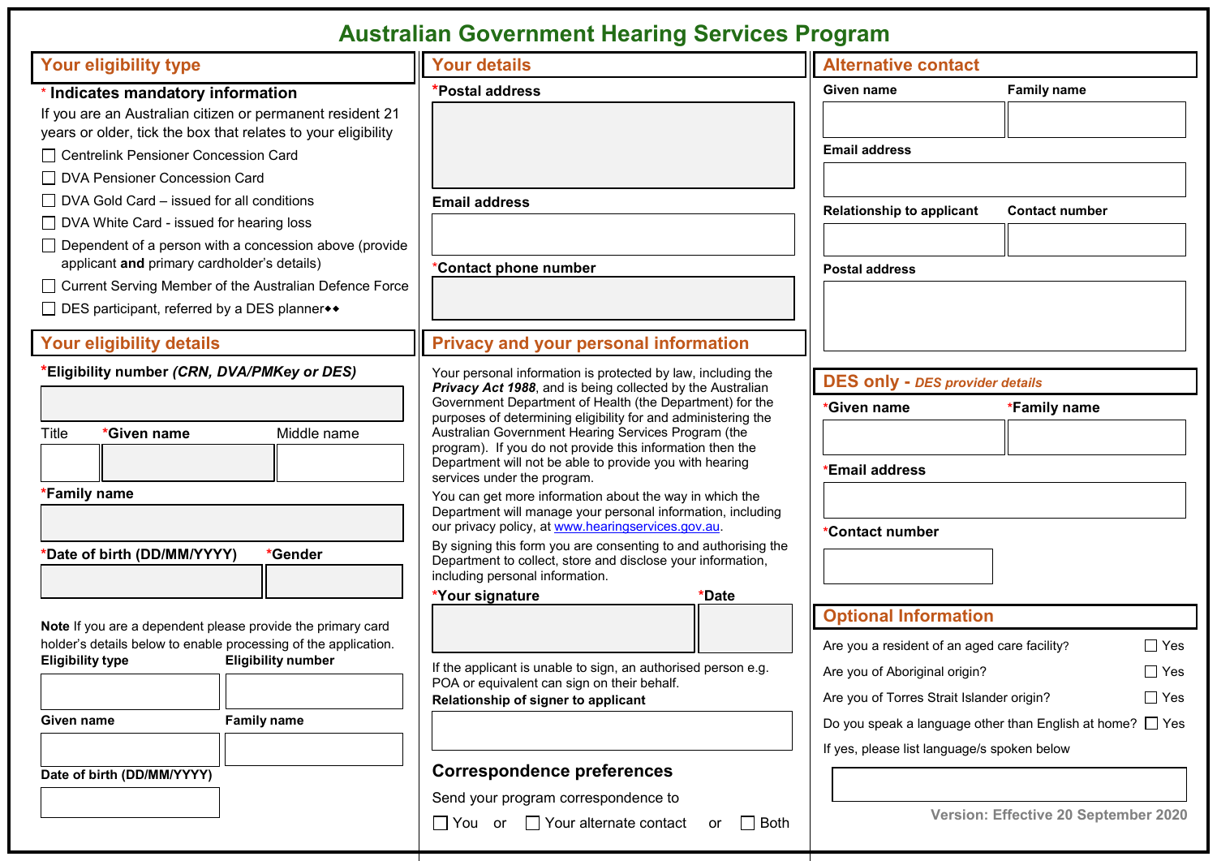# Australian Government Hearing Services Program

## Your eligibility type

\* **Indicates mandatory information**

If you are an Australian citizen or permanent resident 21 years or older, tick the box that relates to your eligibility

- ☐ Centrelink Pensioner Concession Card
- ☐ DVA Pensioner Concession Card
- ☐ DVA Gold Card – issued for all conditions
- ☐ DVA White Card - issued for hearing loss
- ☐ Dependent of a person with a concession above (provide applicant **and** primary cardholder's details)
- ☐ Current Serving Member of the Australian Defence Force
- ☐ DES participant, referred by a DES planner◆◆

## Your eligibility details

**\*Eligibility number *(CRN, DVA/PMKey or DES)***

Title | **\*Given name** | Middle name

**\*Family name**

**\*Date of birth (DD/MM/YYYY)** | **\*Gender**

**Note** If you are a dependent please provide the primary card holder's details below to enable processing of the application.

**Eligibility type** | **Eligibility number**

**Given name** | **Family name**

**Date of birth (DD/MM/YYYY)**

## Your details

**\*Postal address**

**Email address**

**\*Contact phone number**

## Privacy and your personal information

Your personal information is protected by law, including the ***Privacy Act 1988***, and is being collected by the Australian Government Department of Health (the Department) for the purposes of determining eligibility for and administering the Australian Government Hearing Services Program (the program). If you do not provide this information then the Department will not be able to provide you with hearing services under the program.

You can get more information about the way in which the Department will manage your personal information, including our privacy policy, at www.hearingservices.gov.au.

By signing this form you are consenting to and authorising the Department to collect, store and disclose your information, including personal information.

**\*Your signature** | **\*Date**

If the applicant is unable to sign, an authorised person e.g. POA or equivalent can sign on their behalf.

**Relationship of signer to applicant**

### Correspondence preferences

Send your program correspondence to

☐ You or ☐ Your alternate contact or ☐ Both

## Alternative contact

**Given name** | **Family name**

**Email address**

**Relationship to applicant** | **Contact number**

**Postal address**

## DES only - *DES provider details*

**\*Given name** | **\*Family name**

**\*Email address**

**\*Contact number**

## Optional Information

| | |
|---|---|
| Are you a resident of an aged care facility? | ☐ Yes |
| Are you of Aboriginal origin? | ☐ Yes |
| Are you of Torres Strait Islander origin? | ☐ Yes |
| Do you speak a language other than English at home? | ☐ Yes |

If yes, please list language/s spoken below

Version: Effective 20 September 2020